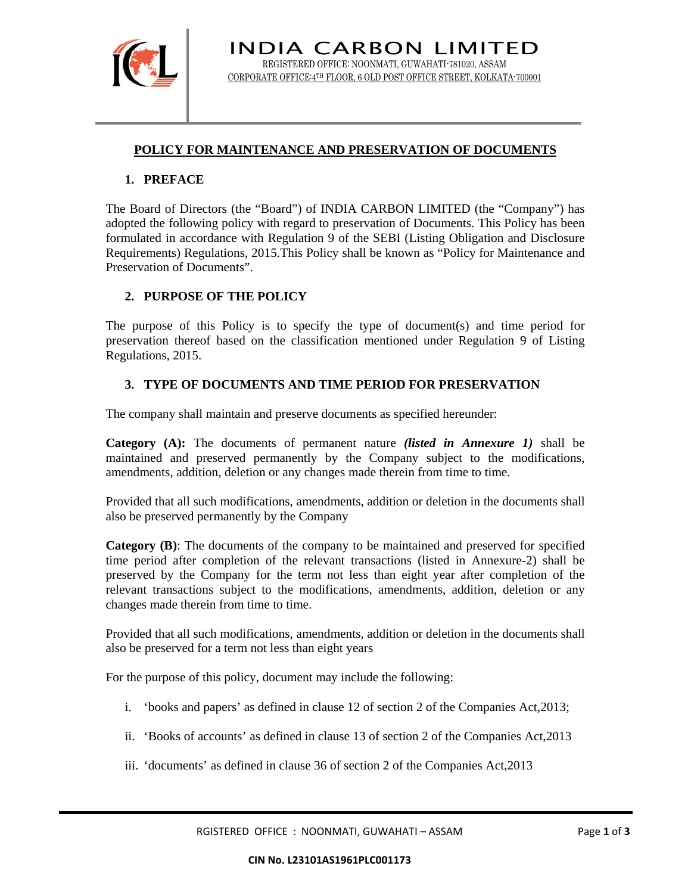# INDIA CARBON LIMITED

REGISTERED OFFICE: NOONMATI, GUWAHATI-781020, ASSAM

CORPORATE OFFICE:4TH FLOOR, 6 OLD POST OFFICE STREET, KOLKATA-700001

## POLICY FOR MAINTENANCE AND PRESERVATION OF DOCUMENTS

### 1. PREFACE

The Board of Directors (the "Board") of INDIA CARBON LIMITED (the "Company") has adopted the following policy with regard to preservation of Documents. This Policy has been formulated in accordance with Regulation 9 of the SEBI (Listing Obligation and Disclosure Requirements) Regulations, 2015.This Policy shall be known as "Policy for Maintenance and Preservation of Documents".

### 2. PURPOSE OF THE POLICY

The purpose of this Policy is to specify the type of document(s) and time period for preservation thereof based on the classification mentioned under Regulation 9 of Listing Regulations, 2015.

### 3. TYPE OF DOCUMENTS AND TIME PERIOD FOR PRESERVATION

The company shall maintain and preserve documents as specified hereunder:

**Category (A):** The documents of permanent nature ***(listed in Annexure 1)*** shall be maintained and preserved permanently by the Company subject to the modifications, amendments, addition, deletion or any changes made therein from time to time.

Provided that all such modifications, amendments, addition or deletion in the documents shall also be preserved permanently by the Company

**Category (B)**: The documents of the company to be maintained and preserved for specified time period after completion of the relevant transactions (listed in Annexure-2) shall be preserved by the Company for the term not less than eight year after completion of the relevant transactions subject to the modifications, amendments, addition, deletion or any changes made therein from time to time.

Provided that all such modifications, amendments, addition or deletion in the documents shall also be preserved for a term not less than eight years

For the purpose of this policy, document may include the following:

i. 'books and papers' as defined in clause 12 of section 2 of the Companies Act,2013;

ii. 'Books of accounts' as defined in clause 13 of section 2 of the Companies Act,2013

iii. 'documents' as defined in clause 36 of section 2 of the Companies Act,2013

RGISTERED OFFICE : NOONMATI, GUWAHATI – ASSAM

CIN No. L23101AS1961PLC001173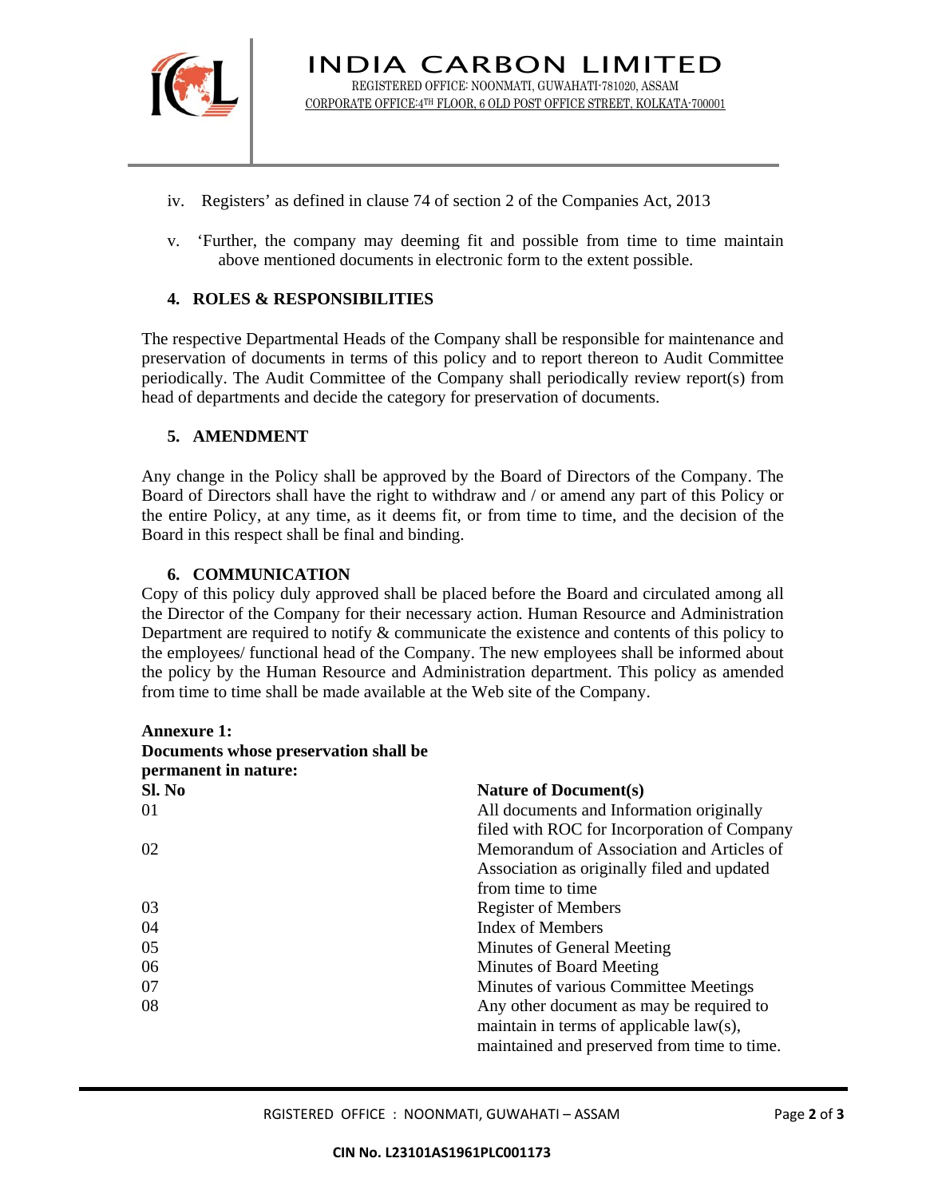iv. Registers' as defined in clause 74 of section 2 of the Companies Act, 2013

v. 'Further, the company may deeming fit and possible from time to time maintain above mentioned documents in electronic form to the extent possible.

## 4. ROLES & RESPONSIBILITIES

The respective Departmental Heads of the Company shall be responsible for maintenance and preservation of documents in terms of this policy and to report thereon to Audit Committee periodically. The Audit Committee of the Company shall periodically review report(s) from head of departments and decide the category for preservation of documents.

## 5. AMENDMENT

Any change in the Policy shall be approved by the Board of Directors of the Company. The Board of Directors shall have the right to withdraw and / or amend any part of this Policy or the entire Policy, at any time, as it deems fit, or from time to time, and the decision of the Board in this respect shall be final and binding.

## 6. COMMUNICATION

Copy of this policy duly approved shall be placed before the Board and circulated among all the Director of the Company for their necessary action. Human Resource and Administration Department are required to notify & communicate the existence and contents of this policy to the employees/ functional head of the Company. The new employees shall be informed about the policy by the Human Resource and Administration department. This policy as amended from time to time shall be made available at the Web site of the Company.

**Annexure 1:**
**Documents whose preservation shall be permanent in nature:**

| Sl. No | Nature of Document(s) |
| --- | --- |
| 01 | All documents and Information originally filed with ROC for Incorporation of Company |
| 02 | Memorandum of Association and Articles of Association as originally filed and updated from time to time |
| 03 | Register of Members |
| 04 | Index of Members |
| 05 | Minutes of General Meeting |
| 06 | Minutes of Board Meeting |
| 07 | Minutes of various Committee Meetings |
| 08 | Any other document as may be required to maintain in terms of applicable law(s), maintained and preserved from time to time. |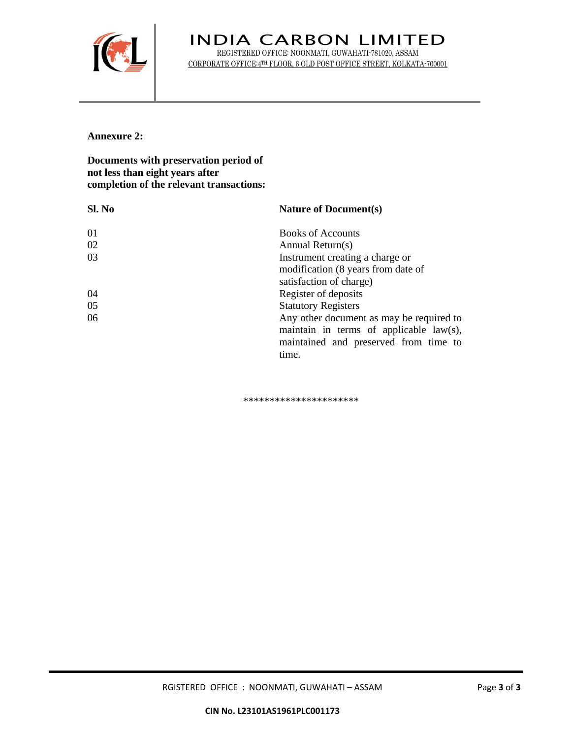**Annexure 2:**

**Documents with preservation period of not less than eight years after completion of the relevant transactions:**

| Sl. No | Nature of Document(s) |
|---|---|
| 01 | Books of Accounts |
| 02 | Annual Return(s) |
| 03 | Instrument creating a charge or modification (8 years from date of satisfaction of charge) |
| 04 | Register of deposits |
| 05 | Statutory Registers |
| 06 | Any other document as may be required to maintain in terms of applicable law(s), maintained and preserved from time to time. |

*********************